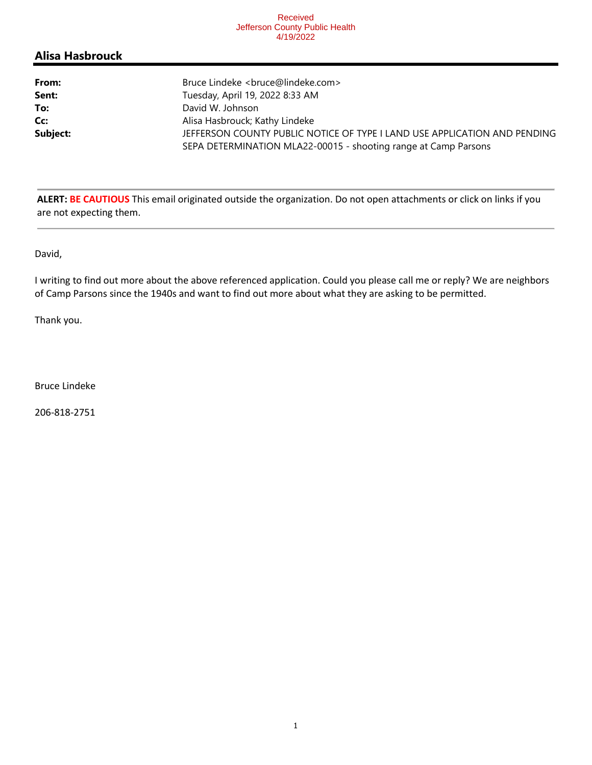Received
Jefferson County Public Health
4/19/2022

## Alisa Hasbrouck

| | |
|---|---|
| **From:** | Bruce Lindeke <bruce@lindeke.com> |
| **Sent:** | Tuesday, April 19, 2022 8:33 AM |
| **To:** | David W. Johnson |
| **Cc:** | Alisa Hasbrouck; Kathy Lindeke |
| **Subject:** | JEFFERSON COUNTY PUBLIC NOTICE OF TYPE I LAND USE APPLICATION AND PENDING SEPA DETERMINATION MLA22-00015 - shooting range at Camp Parsons |

**ALERT: BE CAUTIOUS** This email originated outside the organization. Do not open attachments or click on links if you are not expecting them.

David,

I writing to find out more about the above referenced application. Could you please call me or reply? We are neighbors of Camp Parsons since the 1940s and want to find out more about what they are asking to be permitted.

Thank you.

Bruce Lindeke

206-818-2751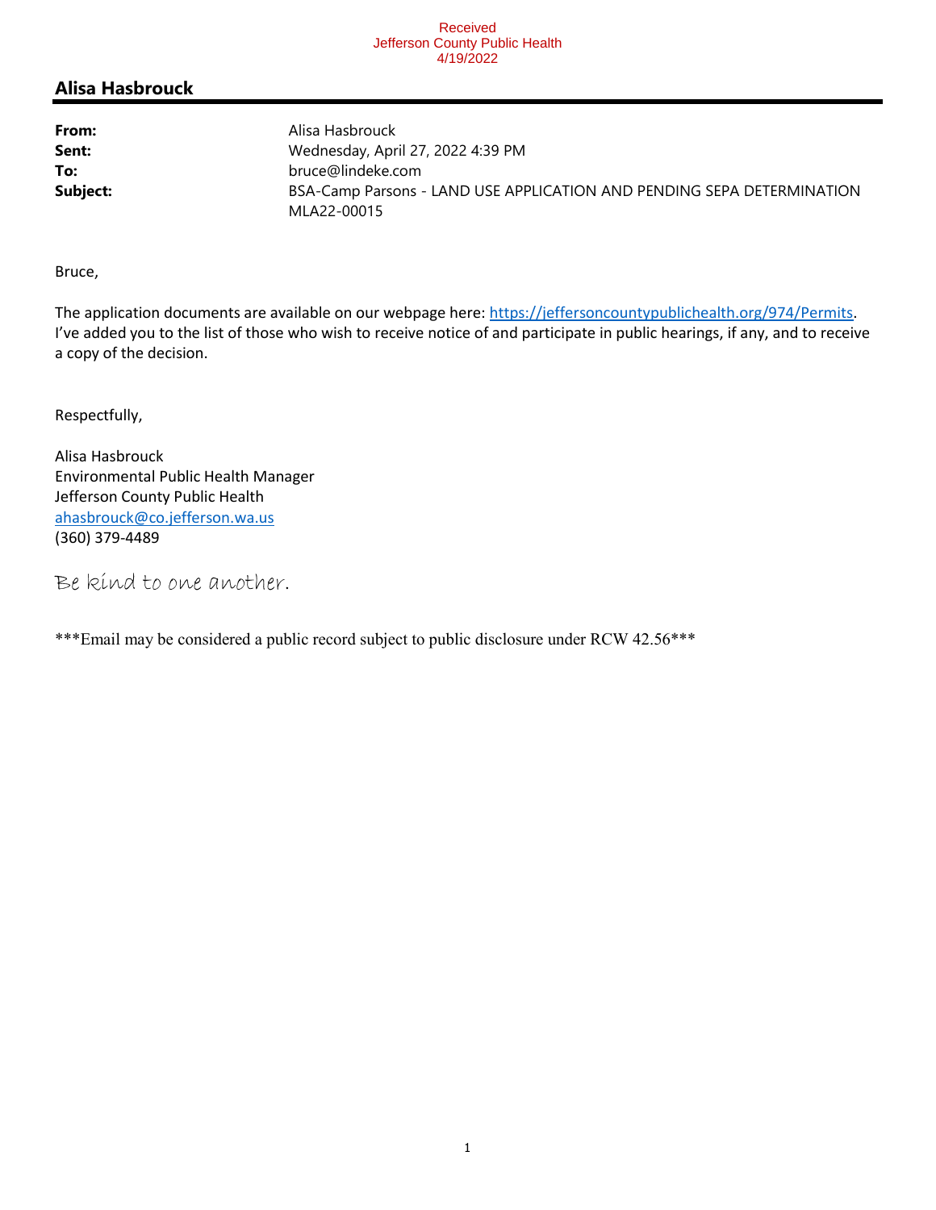Received
Jefferson County Public Health
4/19/2022

## Alisa Hasbrouck

| | |
|---|---|
| **From:** | Alisa Hasbrouck |
| **Sent:** | Wednesday, April 27, 2022 4:39 PM |
| **To:** | bruce@lindeke.com |
| **Subject:** | BSA-Camp Parsons - LAND USE APPLICATION AND PENDING SEPA DETERMINATION MLA22-00015 |

Bruce,

The application documents are available on our webpage here: https://jeffersoncountypublichealth.org/974/Permits. I've added you to the list of those who wish to receive notice of and participate in public hearings, if any, and to receive a copy of the decision.

Respectfully,

Alisa Hasbrouck
Environmental Public Health Manager
Jefferson County Public Health
ahasbrouck@co.jefferson.wa.us
(360) 379-4489

Be kind to one another.

***Email may be considered a public record subject to public disclosure under RCW 42.56***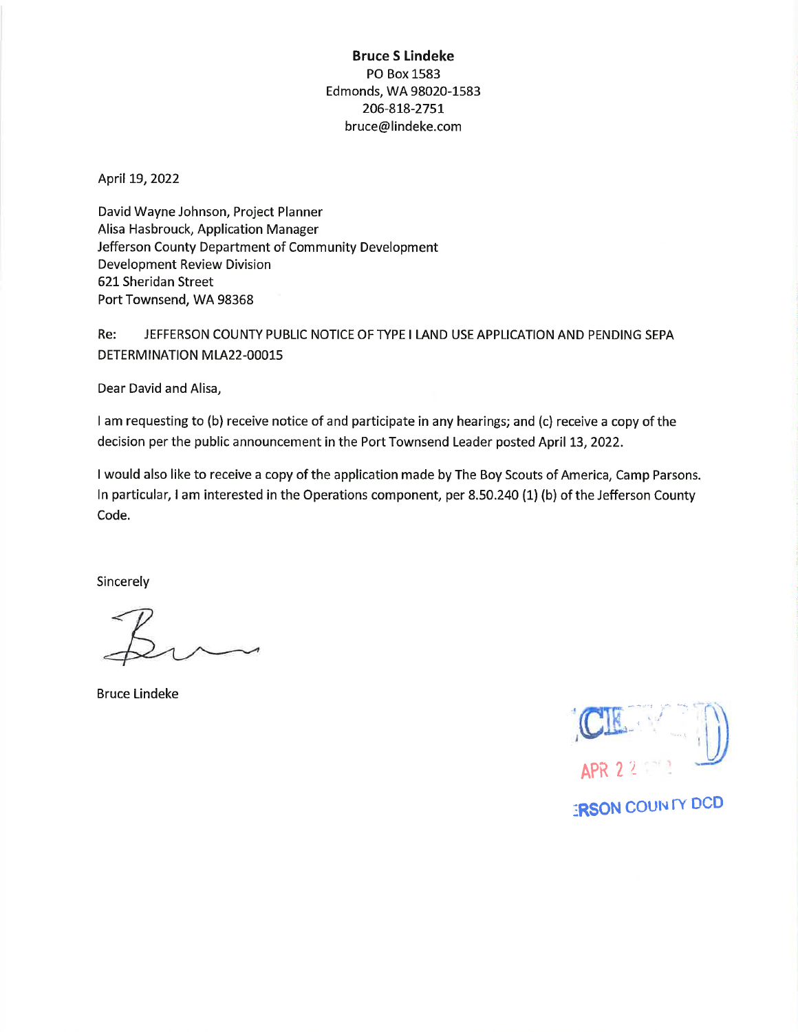**Bruce S Lindeke**
PO Box 1583
Edmonds, WA 98020-1583
206-818-2751
bruce@lindeke.com

April 19, 2022

David Wayne Johnson, Project Planner
Alisa Hasbrouck, Application Manager
Jefferson County Department of Community Development
Development Review Division
621 Sheridan Street
Port Townsend, WA 98368

Re: JEFFERSON COUNTY PUBLIC NOTICE OF TYPE I LAND USE APPLICATION AND PENDING SEPA DETERMINATION MLA22-00015

Dear David and Alisa,

I am requesting to (b) receive notice of and participate in any hearings; and (c) receive a copy of the decision per the public announcement in the Port Townsend Leader posted April 13, 2022.

I would also like to receive a copy of the application made by The Boy Scouts of America, Camp Parsons. In particular, I am interested in the Operations component, per 8.50.240 (1) (b) of the Jefferson County Code.

Sincerely

Bruce Lindeke

RECEIVED
APR 2 2 2022
JEFFERSON COUNTY DCD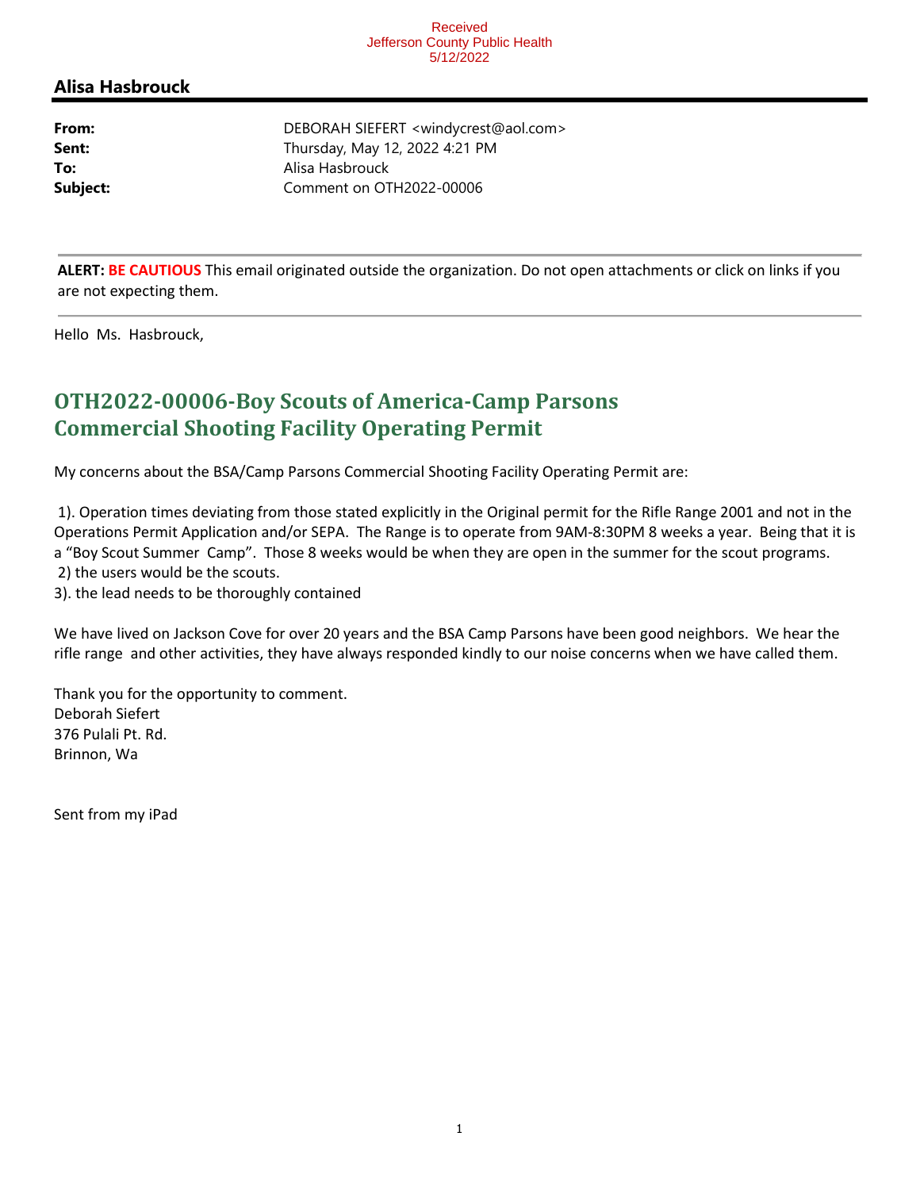Received
Jefferson County Public Health
5/12/2022

## Alisa Hasbrouck

**From:** DEBORAH SIEFERT <windycrest@aol.com>
**Sent:** Thursday, May 12, 2022 4:21 PM
**To:** Alisa Hasbrouck
**Subject:** Comment on OTH2022-00006

**ALERT:** **BE CAUTIOUS** This email originated outside the organization. Do not open attachments or click on links if you are not expecting them.

Hello Ms. Hasbrouck,

## OTH2022-00006-Boy Scouts of America-Camp Parsons Commercial Shooting Facility Operating Permit

My concerns about the BSA/Camp Parsons Commercial Shooting Facility Operating Permit are:

1). Operation times deviating from those stated explicitly in the Original permit for the Rifle Range 2001 and not in the Operations Permit Application and/or SEPA. The Range is to operate from 9AM-8:30PM 8 weeks a year. Being that it is a "Boy Scout Summer Camp". Those 8 weeks would be when they are open in the summer for the scout programs.
2) the users would be the scouts.
3). the lead needs to be thoroughly contained

We have lived on Jackson Cove for over 20 years and the BSA Camp Parsons have been good neighbors. We hear the rifle range and other activities, they have always responded kindly to our noise concerns when we have called them.

Thank you for the opportunity to comment.
Deborah Siefert
376 Pulali Pt. Rd.
Brinnon, Wa

Sent from my iPad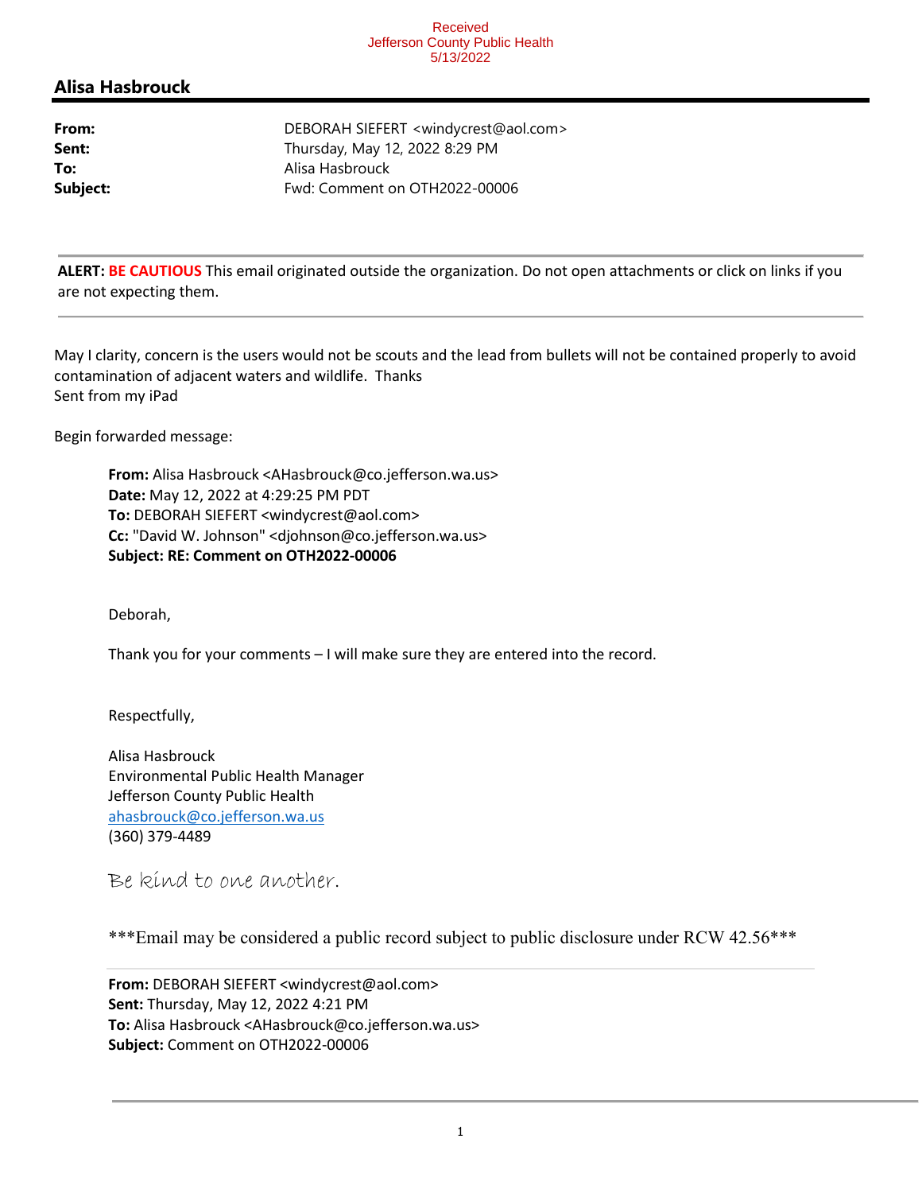Received
Jefferson County Public Health
5/13/2022

## Alisa Hasbrouck

**From:** DEBORAH SIEFERT <windycrest@aol.com>
**Sent:** Thursday, May 12, 2022 8:29 PM
**To:** Alisa Hasbrouck
**Subject:** Fwd: Comment on OTH2022-00006

---

**ALERT: BE CAUTIOUS** This email originated outside the organization. Do not open attachments or click on links if you are not expecting them.

---

May I clarity, concern is the users would not be scouts and the lead from bullets will not be contained properly to avoid contamination of adjacent waters and wildlife. Thanks
Sent from my iPad

Begin forwarded message:

> **From:** Alisa Hasbrouck <AHasbrouck@co.jefferson.wa.us>
> **Date:** May 12, 2022 at 4:29:25 PM PDT
> **To:** DEBORAH SIEFERT <windycrest@aol.com>
> **Cc:** "David W. Johnson" <djohnson@co.jefferson.wa.us>
> **Subject: RE: Comment on OTH2022-00006**
>
> Deborah,
>
> Thank you for your comments – I will make sure they are entered into the record.
>
> Respectfully,
>
> Alisa Hasbrouck
> Environmental Public Health Manager
> Jefferson County Public Health
> ahasbrouck@co.jefferson.wa.us
> (360) 379-4489
>
> Be kind to one another.
>
> ***Email may be considered a public record subject to public disclosure under RCW 42.56***
>
> ---
>
> **From:** DEBORAH SIEFERT <windycrest@aol.com>
> **Sent:** Thursday, May 12, 2022 4:21 PM
> **To:** Alisa Hasbrouck <AHasbrouck@co.jefferson.wa.us>
> **Subject:** Comment on OTH2022-00006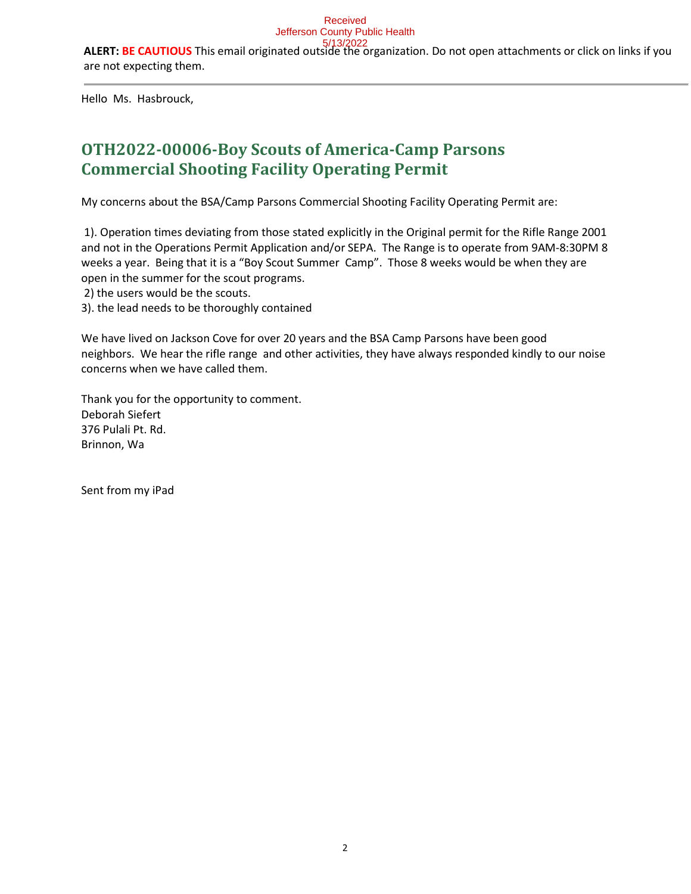Received
Jefferson County Public Health
5/13/2022

**ALERT: BE CAUTIOUS** This email originated outside the organization. Do not open attachments or click on links if you are not expecting them.

---

Hello Ms. Hasbrouck,

## OTH2022-00006-Boy Scouts of America-Camp Parsons Commercial Shooting Facility Operating Permit

My concerns about the BSA/Camp Parsons Commercial Shooting Facility Operating Permit are:

1). Operation times deviating from those stated explicitly in the Original permit for the Rifle Range 2001 and not in the Operations Permit Application and/or SEPA. The Range is to operate from 9AM-8:30PM 8 weeks a year. Being that it is a "Boy Scout Summer Camp". Those 8 weeks would be when they are open in the summer for the scout programs.
2) the users would be the scouts.
3). the lead needs to be thoroughly contained

We have lived on Jackson Cove for over 20 years and the BSA Camp Parsons have been good neighbors. We hear the rifle range and other activities, they have always responded kindly to our noise concerns when we have called them.

Thank you for the opportunity to comment.
Deborah Siefert
376 Pulali Pt. Rd.
Brinnon, Wa

Sent from my iPad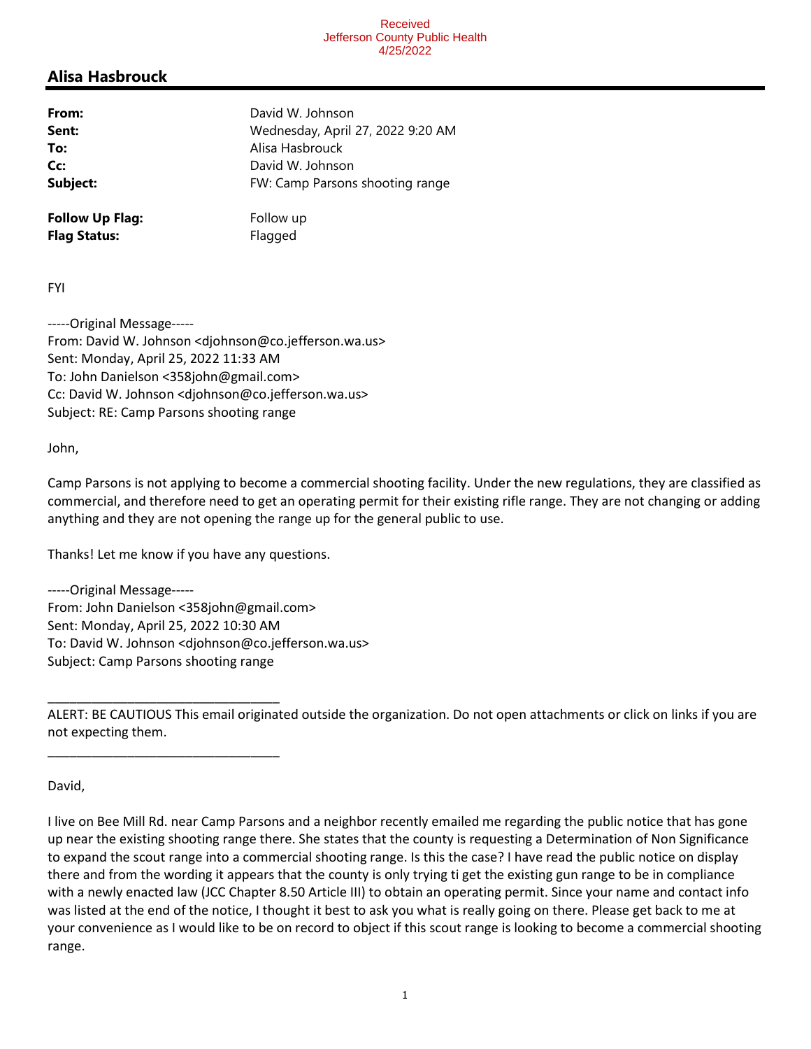Received
Jefferson County Public Health
4/25/2022

## Alisa Hasbrouck

| | |
|---|---|
| **From:** | David W. Johnson |
| **Sent:** | Wednesday, April 27, 2022 9:20 AM |
| **To:** | Alisa Hasbrouck |
| **Cc:** | David W. Johnson |
| **Subject:** | FW: Camp Parsons shooting range |
| **Follow Up Flag:** | Follow up |
| **Flag Status:** | Flagged |

FYI

-----Original Message-----
From: David W. Johnson <djohnson@co.jefferson.wa.us>
Sent: Monday, April 25, 2022 11:33 AM
To: John Danielson <358john@gmail.com>
Cc: David W. Johnson <djohnson@co.jefferson.wa.us>
Subject: RE: Camp Parsons shooting range

John,

Camp Parsons is not applying to become a commercial shooting facility. Under the new regulations, they are classified as commercial, and therefore need to get an operating permit for their existing rifle range. They are not changing or adding anything and they are not opening the range up for the general public to use.

Thanks! Let me know if you have any questions.

-----Original Message-----
From: John Danielson <358john@gmail.com>
Sent: Monday, April 25, 2022 10:30 AM
To: David W. Johnson <djohnson@co.jefferson.wa.us>
Subject: Camp Parsons shooting range

---

ALERT: BE CAUTIOUS This email originated outside the organization. Do not open attachments or click on links if you are not expecting them.

---

David,

I live on Bee Mill Rd. near Camp Parsons and a neighbor recently emailed me regarding the public notice that has gone up near the existing shooting range there. She states that the county is requesting a Determination of Non Significance to expand the scout range into a commercial shooting range. Is this the case? I have read the public notice on display there and from the wording it appears that the county is only trying ti get the existing gun range to be in compliance with a newly enacted law (JCC Chapter 8.50 Article III) to obtain an operating permit. Since your name and contact info was listed at the end of the notice, I thought it best to ask you what is really going on there. Please get back to me at your convenience as I would like to be on record to object if this scout range is looking to become a commercial shooting range.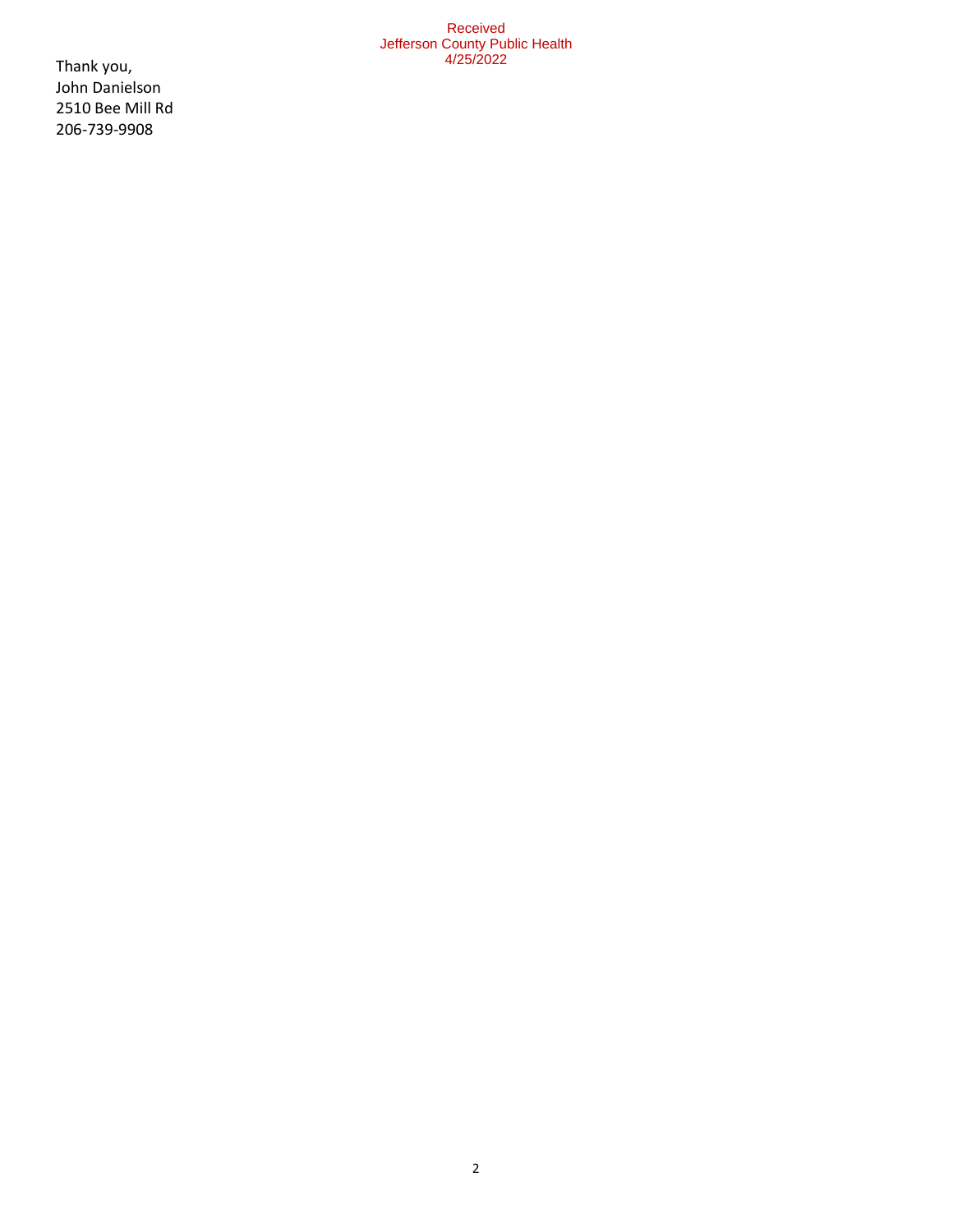Received
Jefferson County Public Health
4/25/2022

Thank you,
John Danielson
2510 Bee Mill Rd
206-739-9908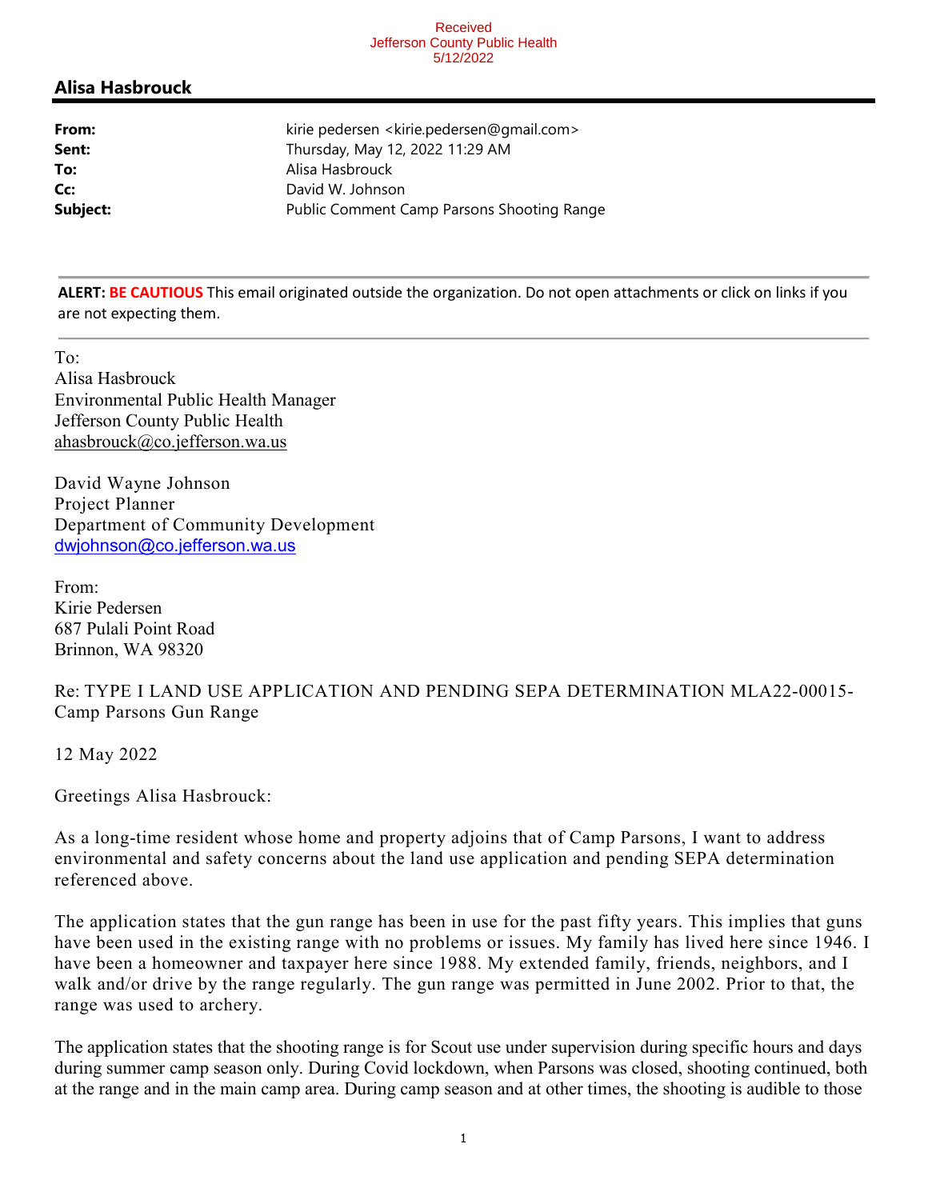Received
Jefferson County Public Health
5/12/2022

## Alisa Hasbrouck

**From:** kirie pedersen <kirie.pedersen@gmail.com>
**Sent:** Thursday, May 12, 2022 11:29 AM
**To:** Alisa Hasbrouck
**Cc:** David W. Johnson
**Subject:** Public Comment Camp Parsons Shooting Range

**ALERT: BE CAUTIOUS** This email originated outside the organization. Do not open attachments or click on links if you are not expecting them.

To:
Alisa Hasbrouck
Environmental Public Health Manager
Jefferson County Public Health
ahasbrouck@co.jefferson.wa.us

David Wayne Johnson
Project Planner
Department of Community Development
dwjohnson@co.jefferson.wa.us

From:
Kirie Pedersen
687 Pulali Point Road
Brinnon, WA 98320

Re: TYPE I LAND USE APPLICATION AND PENDING SEPA DETERMINATION MLA22-00015- Camp Parsons Gun Range

12 May 2022

Greetings Alisa Hasbrouck:

As a long-time resident whose home and property adjoins that of Camp Parsons, I want to address environmental and safety concerns about the land use application and pending SEPA determination referenced above.

The application states that the gun range has been in use for the past fifty years. This implies that guns have been used in the existing range with no problems or issues. My family has lived here since 1946. I have been a homeowner and taxpayer here since 1988. My extended family, friends, neighbors, and I walk and/or drive by the range regularly. The gun range was permitted in June 2002. Prior to that, the range was used to archery.

The application states that the shooting range is for Scout use under supervision during specific hours and days during summer camp season only. During Covid lockdown, when Parsons was closed, shooting continued, both at the range and in the main camp area. During camp season and at other times, the shooting is audible to those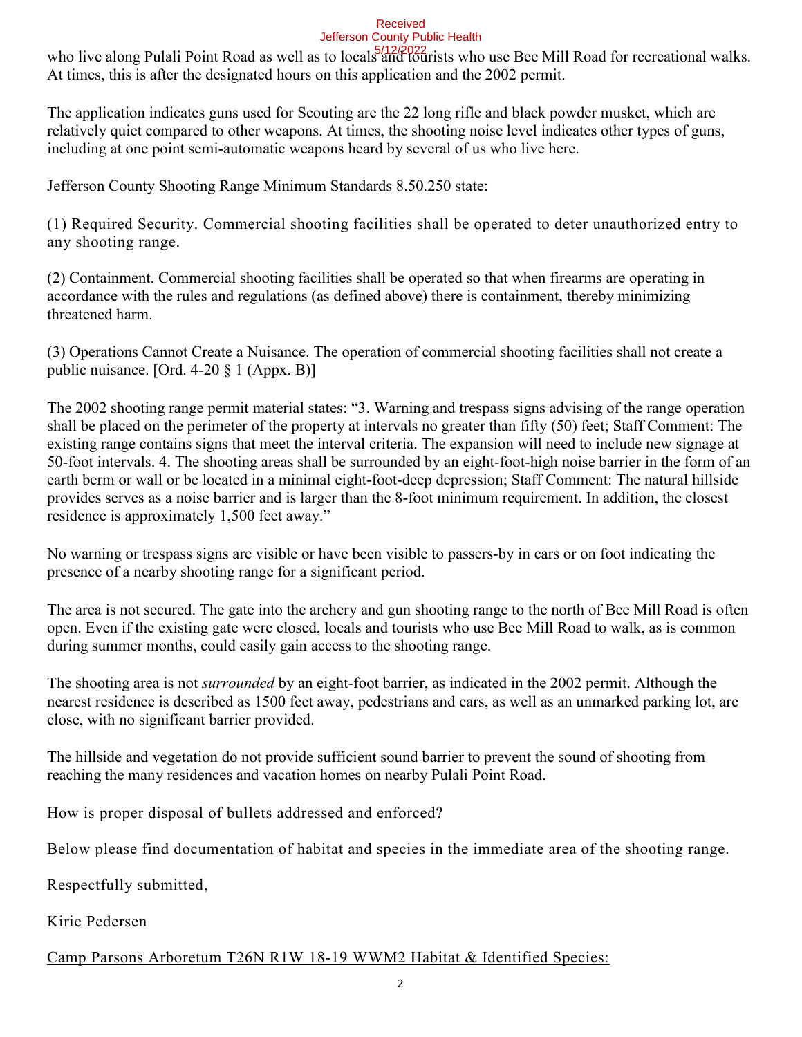Received
Jefferson County Public Health
5/12/2022

who live along Pulali Point Road as well as to locals and tourists who use Bee Mill Road for recreational walks. At times, this is after the designated hours on this application and the 2002 permit.

The application indicates guns used for Scouting are the 22 long rifle and black powder musket, which are relatively quiet compared to other weapons. At times, the shooting noise level indicates other types of guns, including at one point semi-automatic weapons heard by several of us who live here.

Jefferson County Shooting Range Minimum Standards 8.50.250 state:

(1) Required Security. Commercial shooting facilities shall be operated to deter unauthorized entry to any shooting range.

(2) Containment. Commercial shooting facilities shall be operated so that when firearms are operating in accordance with the rules and regulations (as defined above) there is containment, thereby minimizing threatened harm.

(3) Operations Cannot Create a Nuisance. The operation of commercial shooting facilities shall not create a public nuisance. [Ord. 4-20 § 1 (Appx. B)]

The 2002 shooting range permit material states: "3. Warning and trespass signs advising of the range operation shall be placed on the perimeter of the property at intervals no greater than fifty (50) feet; Staff Comment: The existing range contains signs that meet the interval criteria. The expansion will need to include new signage at 50-foot intervals. 4. The shooting areas shall be surrounded by an eight-foot-high noise barrier in the form of an earth berm or wall or be located in a minimal eight-foot-deep depression; Staff Comment: The natural hillside provides serves as a noise barrier and is larger than the 8-foot minimum requirement. In addition, the closest residence is approximately 1,500 feet away."

No warning or trespass signs are visible or have been visible to passers-by in cars or on foot indicating the presence of a nearby shooting range for a significant period.

The area is not secured. The gate into the archery and gun shooting range to the north of Bee Mill Road is often open. Even if the existing gate were closed, locals and tourists who use Bee Mill Road to walk, as is common during summer months, could easily gain access to the shooting range.

The shooting area is not *surrounded* by an eight-foot barrier, as indicated in the 2002 permit. Although the nearest residence is described as 1500 feet away, pedestrians and cars, as well as an unmarked parking lot, are close, with no significant barrier provided.

The hillside and vegetation do not provide sufficient sound barrier to prevent the sound of shooting from reaching the many residences and vacation homes on nearby Pulali Point Road.

How is proper disposal of bullets addressed and enforced?

Below please find documentation of habitat and species in the immediate area of the shooting range.

Respectfully submitted,

Kirie Pedersen

<u>Camp Parsons Arboretum T26N R1W 18-19 WWM2 Habitat & Identified Species:</u>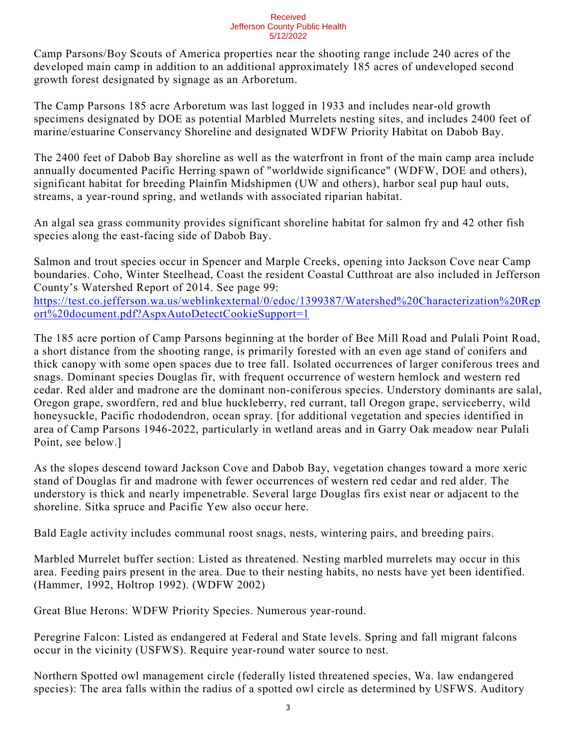Received
Jefferson County Public Health
5/12/2022

Camp Parsons/Boy Scouts of America properties near the shooting range include 240 acres of the developed main camp in addition to an additional approximately 185 acres of undeveloped second growth forest designated by signage as an Arboretum.

The Camp Parsons 185 acre Arboretum was last logged in 1933 and includes near-old growth specimens designated by DOE as potential Marbled Murrelets nesting sites, and includes 2400 feet of marine/estuarine Conservancy Shoreline and designated WDFW Priority Habitat on Dabob Bay.

The 2400 feet of Dabob Bay shoreline as well as the waterfront in front of the main camp area include annually documented Pacific Herring spawn of "worldwide significance" (WDFW, DOE and others), significant habitat for breeding Plainfin Midshipmen (UW and others), harbor seal pup haul outs, streams, a year-round spring, and wetlands with associated riparian habitat.

An algal sea grass community provides significant shoreline habitat for salmon fry and 42 other fish species along the east-facing side of Dabob Bay.

Salmon and trout species occur in Spencer and Marple Creeks, opening into Jackson Cove near Camp boundaries. Coho, Winter Steelhead, Coast the resident Coastal Cutthroat are also included in Jefferson County's Watershed Report of 2014. See page 99:
[https://test.co.jefferson.wa.us/weblinkexternal/0/edoc/1399387/Watershed%20Characterization%20Report%20document.pdf?AspxAutoDetectCookieSupport=1](https://test.co.jefferson.wa.us/weblinkexternal/0/edoc/1399387/Watershed%20Characterization%20Report%20document.pdf?AspxAutoDetectCookieSupport=1)

The 185 acre portion of Camp Parsons beginning at the border of Bee Mill Road and Pulali Point Road, a short distance from the shooting range, is primarily forested with an even age stand of conifers and thick canopy with some open spaces due to tree fall. Isolated occurrences of larger coniferous trees and snags. Dominant species Douglas fir, with frequent occurrence of western hemlock and western red cedar. Red alder and madrone are the dominant non-coniferous species. Understory dominants are salal, Oregon grape, swordfern, red and blue huckleberry, red currant, tall Oregon grape, serviceberry, wild honeysuckle, Pacific rhododendron, ocean spray. [for additional vegetation and species identified in area of Camp Parsons 1946-2022, particularly in wetland areas and in Garry Oak meadow near Pulali Point, see below.]

As the slopes descend toward Jackson Cove and Dabob Bay, vegetation changes toward a more xeric stand of Douglas fir and madrone with fewer occurrences of western red cedar and red alder. The understory is thick and nearly impenetrable. Several large Douglas firs exist near or adjacent to the shoreline. Sitka spruce and Pacific Yew also occur here.

Bald Eagle activity includes communal roost snags, nests, wintering pairs, and breeding pairs.

Marbled Murrelet buffer section: Listed as threatened. Nesting marbled murrelets may occur in this area. Feeding pairs present in the area. Due to their nesting habits, no nests have yet been identified. (Hammer, 1992, Holtrop 1992). (WDFW 2002)

Great Blue Herons: WDFW Priority Species. Numerous year-round.

Peregrine Falcon: Listed as endangered at Federal and State levels. Spring and fall migrant falcons occur in the vicinity (USFWS). Require year-round water source to nest.

Northern Spotted owl management circle (federally listed threatened species, Wa. law endangered species): The area falls within the radius of a spotted owl circle as determined by USFWS. Auditory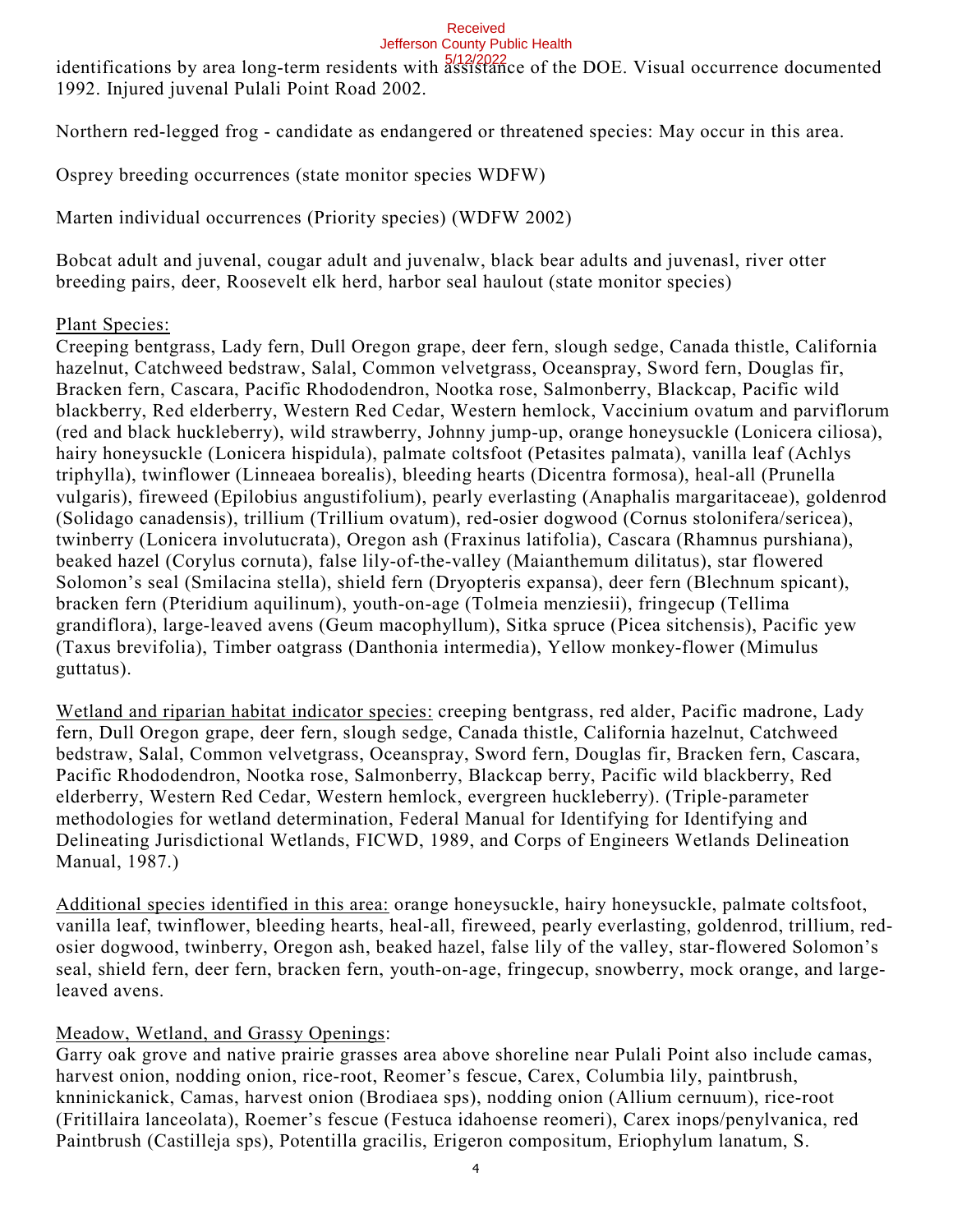identifications by area long-term residents with assistance of the DOE. Visual occurrence documented 1992. Injured juvenal Pulali Point Road 2002.

Northern red-legged frog - candidate as endangered or threatened species: May occur in this area.

Osprey breeding occurrences (state monitor species WDFW)

Marten individual occurrences (Priority species) (WDFW 2002)

Bobcat adult and juvenal, cougar adult and juvenalw, black bear adults and juvenasl, river otter breeding pairs, deer, Roosevelt elk herd, harbor seal haulout (state monitor species)

Plant Species:

Creeping bentgrass, Lady fern, Dull Oregon grape, deer fern, slough sedge, Canada thistle, California hazelnut, Catchweed bedstraw, Salal, Common velvetgrass, Oceanspray, Sword fern, Douglas fir, Bracken fern, Cascara, Pacific Rhododendron, Nootka rose, Salmonberry, Blackcap, Pacific wild blackberry, Red elderberry, Western Red Cedar, Western hemlock, Vaccinium ovatum and parviflorum (red and black huckleberry), wild strawberry, Johnny jump-up, orange honeysuckle (Lonicera ciliosa), hairy honeysuckle (Lonicera hispidula), palmate coltsfoot (Petasites palmata), vanilla leaf (Achlys triphylla), twinflower (Linneaea borealis), bleeding hearts (Dicentra formosa), heal-all (Prunella vulgaris), fireweed (Epilobius angustifolium), pearly everlasting (Anaphalis margaritaceae), goldenrod (Solidago canadensis), trillium (Trillium ovatum), red-osier dogwood (Cornus stolonifera/sericea), twinberry (Lonicera involutucrata), Oregon ash (Fraxinus latifolia), Cascara (Rhamnus purshiana), beaked hazel (Corylus cornuta), false lily-of-the-valley (Maianthemum dilitatus), star flowered Solomon's seal (Smilacina stella), shield fern (Dryopteris expansa), deer fern (Blechnum spicant), bracken fern (Pteridium aquilinum), youth-on-age (Tolmeia menziesii), fringecup (Tellima grandiflora), large-leaved avens (Geum macophyllum), Sitka spruce (Picea sitchensis), Pacific yew (Taxus brevifolia), Timber oatgrass (Danthonia intermedia), Yellow monkey-flower (Mimulus guttatus).

Wetland and riparian habitat indicator species: creeping bentgrass, red alder, Pacific madrone, Lady fern, Dull Oregon grape, deer fern, slough sedge, Canada thistle, California hazelnut, Catchweed bedstraw, Salal, Common velvetgrass, Oceanspray, Sword fern, Douglas fir, Bracken fern, Cascara, Pacific Rhododendron, Nootka rose, Salmonberry, Blackcap berry, Pacific wild blackberry, Red elderberry, Western Red Cedar, Western hemlock, evergreen huckleberry). (Triple-parameter methodologies for wetland determination, Federal Manual for Identifying for Identifying and Delineating Jurisdictional Wetlands, FICWD, 1989, and Corps of Engineers Wetlands Delineation Manual, 1987.)

Additional species identified in this area: orange honeysuckle, hairy honeysuckle, palmate coltsfoot, vanilla leaf, twinflower, bleeding hearts, heal-all, fireweed, pearly everlasting, goldenrod, trillium, red-osier dogwood, twinberry, Oregon ash, beaked hazel, false lily of the valley, star-flowered Solomon's seal, shield fern, deer fern, bracken fern, youth-on-age, fringecup, snowberry, mock orange, and large-leaved avens.

Meadow, Wetland, and Grassy Openings:

Garry oak grove and native prairie grasses area above shoreline near Pulali Point also include camas, harvest onion, nodding onion, rice-root, Reomer's fescue, Carex, Columbia lily, paintbrush, knninickanick, Camas, harvest onion (Brodiaea sps), nodding onion (Allium cernuum), rice-root (Fritillaira lanceolata), Roemer's fescue (Festuca idahoense reomeri), Carex inops/penylvanica, red Paintbrush (Castilleja sps), Potentilla gracilis, Erigeron compositum, Eriophylum lanatum, S.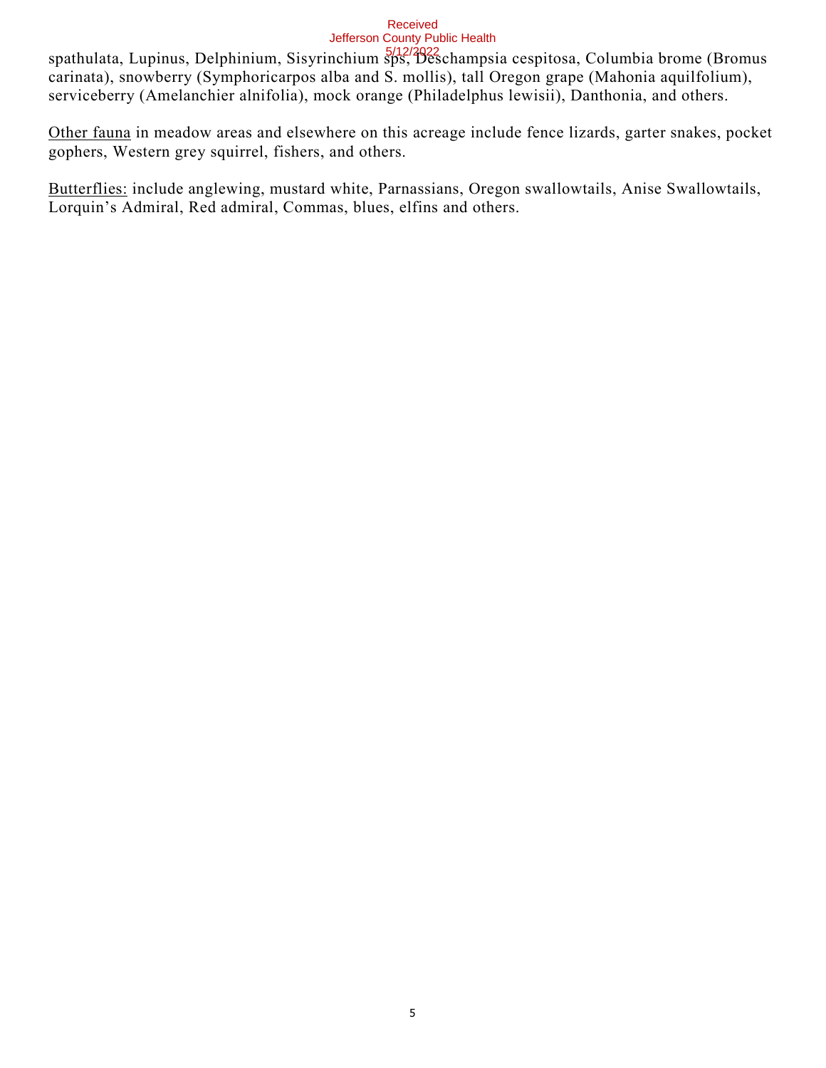spathulata, Lupinus, Delphinium, Sisyrinchium sps, Deschampsia cespitosa, Columbia brome (Bromus carinata), snowberry (Symphoricarpos alba and S. mollis), tall Oregon grape (Mahonia aquilfolium), serviceberry (Amelanchier alnifolia), mock orange (Philadelphus lewisii), Danthonia, and others.

Other fauna in meadow areas and elsewhere on this acreage include fence lizards, garter snakes, pocket gophers, Western grey squirrel, fishers, and others.

Butterflies: include anglewing, mustard white, Parnassians, Oregon swallowtails, Anise Swallowtails, Lorquin's Admiral, Red admiral, Commas, blues, elfins and others.